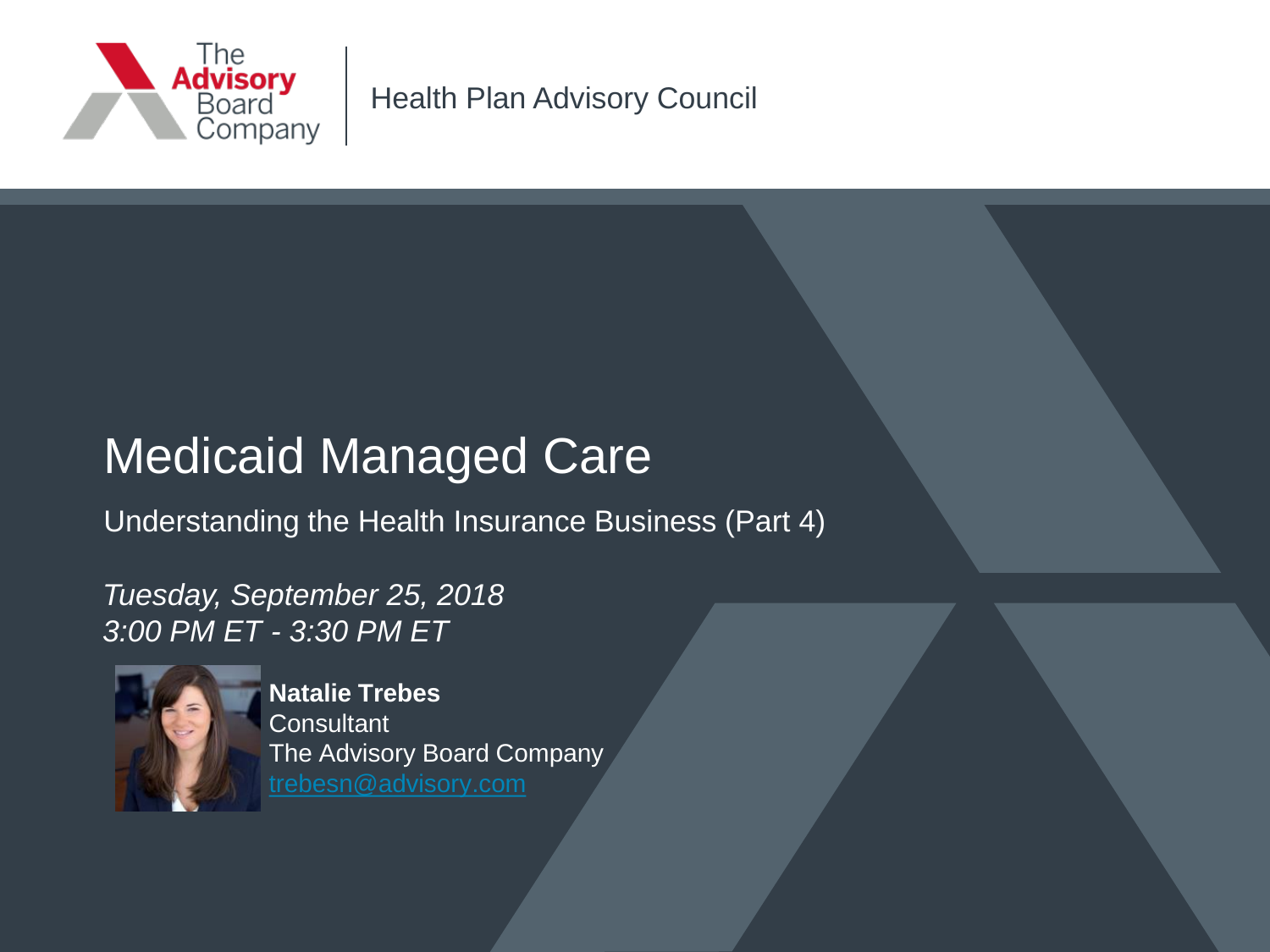The Advisory Board Company

Health Plan Advisory Council

# Medicaid Managed Care

Understanding the Health Insurance Business (Part 4)

*Tuesday, September 25, 2018*
*3:00 PM ET - 3:30 PM ET*

**Natalie Trebes**
Consultant
The Advisory Board Company
trebesn@advisory.com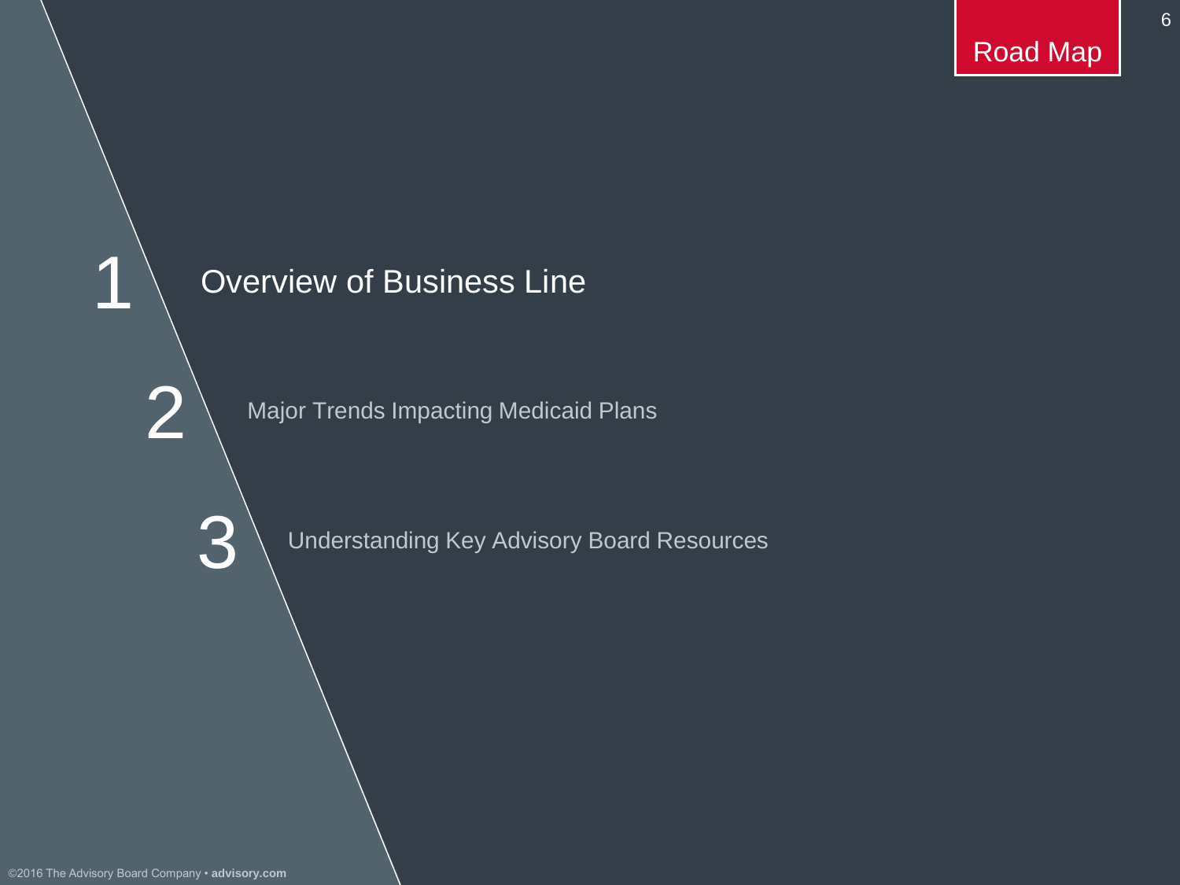## Road Map

1. Overview of Business Line
2. Major Trends Impacting Medicaid Plans
3. Understanding Key Advisory Board Resources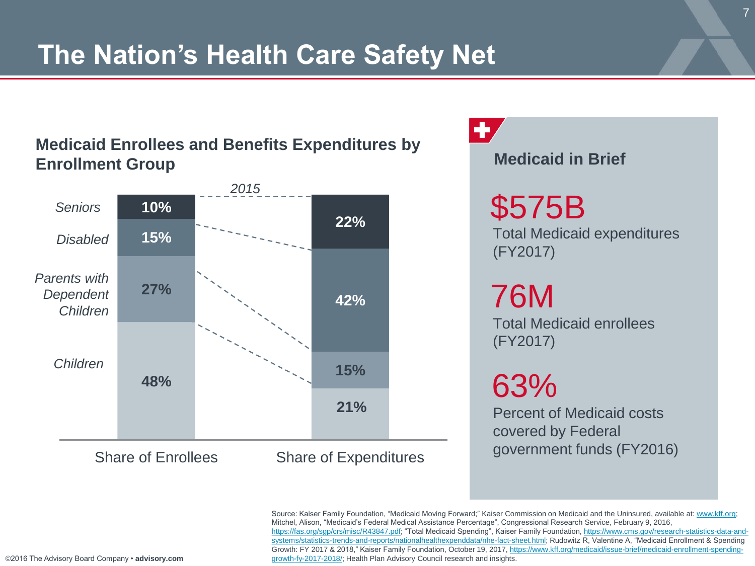# The Nation's Health Care Safety Net

## Medicaid Enrollees and Benefits Expenditures by Enrollment Group

*2015*

*Seniors*

*Disabled*

*Parents with Dependent Children*

*Children*

Share of Enrollees: 10%, 15%, 27%, 48%

Share of Expenditures: 22%, 42%, 15%, 21%

### Medicaid in Brief

**$575B**
Total Medicaid expenditures (FY2017)

**76M**
Total Medicaid enrollees (FY2017)

**63%**
Percent of Medicaid costs covered by Federal government funds (FY2016)

Source: Kaiser Family Foundation, "Medicaid Moving Forward;" Kaiser Commission on Medicaid and the Uninsured, available at: www.kff.org; Mitchel, Alison, "Medicaid's Federal Medical Assistance Percentage", Congressional Research Service, February 9, 2016, https://fas.org/sgp/crs/misc/R43847.pdf; "Total Medicaid Spending", Kaiser Family Foundation, https://www.cms.gov/research-statistics-data-and-systems/statistics-trends-and-reports/nationalhealthexpenddata/nhe-fact-sheet.html; Rudowitz R, Valentine A, "Medicaid Enrollment & Spending Growth: FY 2017 & 2018," Kaiser Family Foundation, October 19, 2017, https://www.kff.org/medicaid/issue-brief/medicaid-enrollment-spending-growth-fy-2017-2018/; Health Plan Advisory Council research and insights.

©2016 The Advisory Board Company • **advisory.com**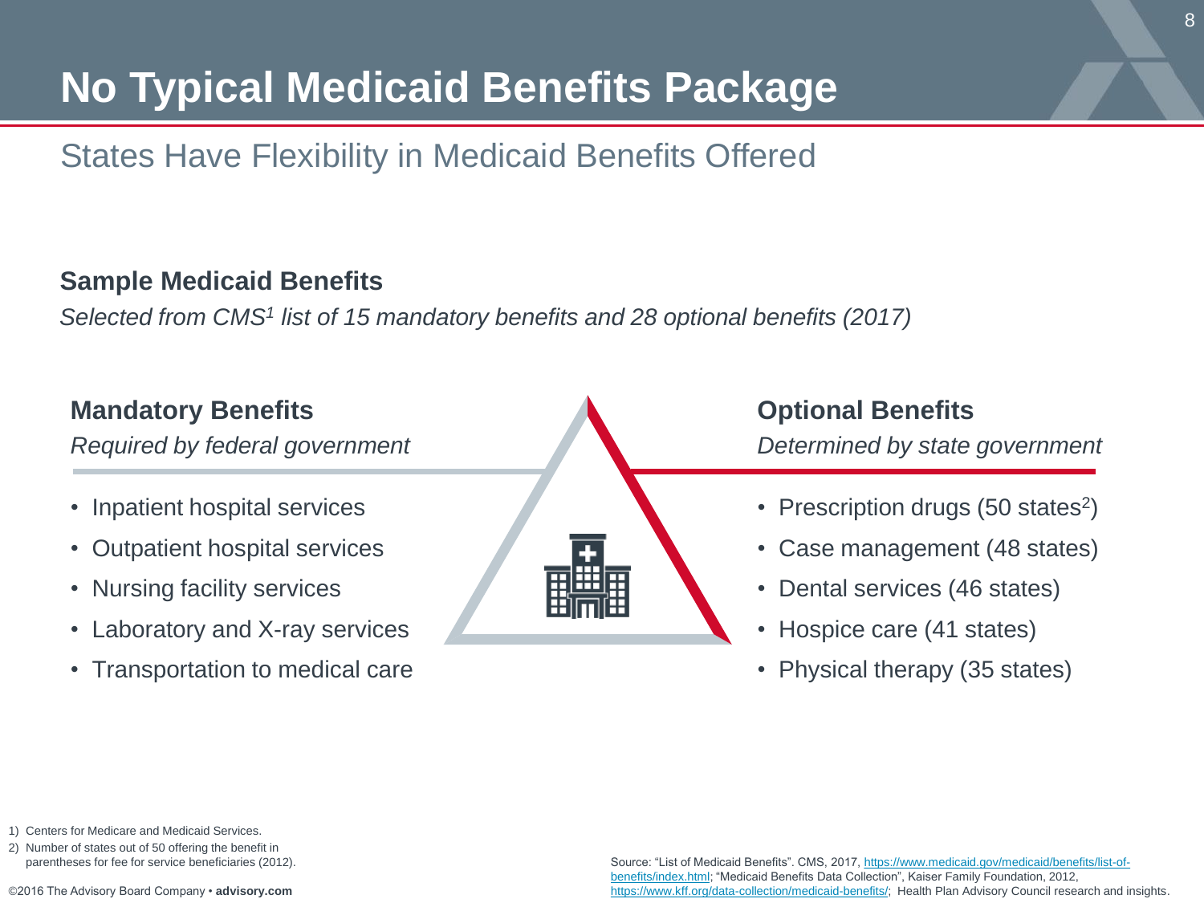# No Typical Medicaid Benefits Package

## States Have Flexibility in Medicaid Benefits Offered

### Sample Medicaid Benefits

*Selected from CMS[1] list of 15 mandatory benefits and 28 optional benefits (2017)*

**Mandatory Benefits**

*Required by federal government*

- Inpatient hospital services
- Outpatient hospital services
- Nursing facility services
- Laboratory and X-ray services
- Transportation to medical care

**Optional Benefits**

*Determined by state government*

- Prescription drugs (50 states[2])
- Case management (48 states)
- Dental services (46 states)
- Hospice care (41 states)
- Physical therapy (35 states)

1) Centers for Medicare and Medicaid Services.
2) Number of states out of 50 offering the benefit in parentheses for fee for service beneficiaries (2012).

Source: "List of Medicaid Benefits". CMS, 2017, https://www.medicaid.gov/medicaid/benefits/list-of-benefits/index.html; "Medicaid Benefits Data Collection", Kaiser Family Foundation, 2012, https://www.kff.org/data-collection/medicaid-benefits/; Health Plan Advisory Council research and insights.

©2016 The Advisory Board Company • **advisory.com**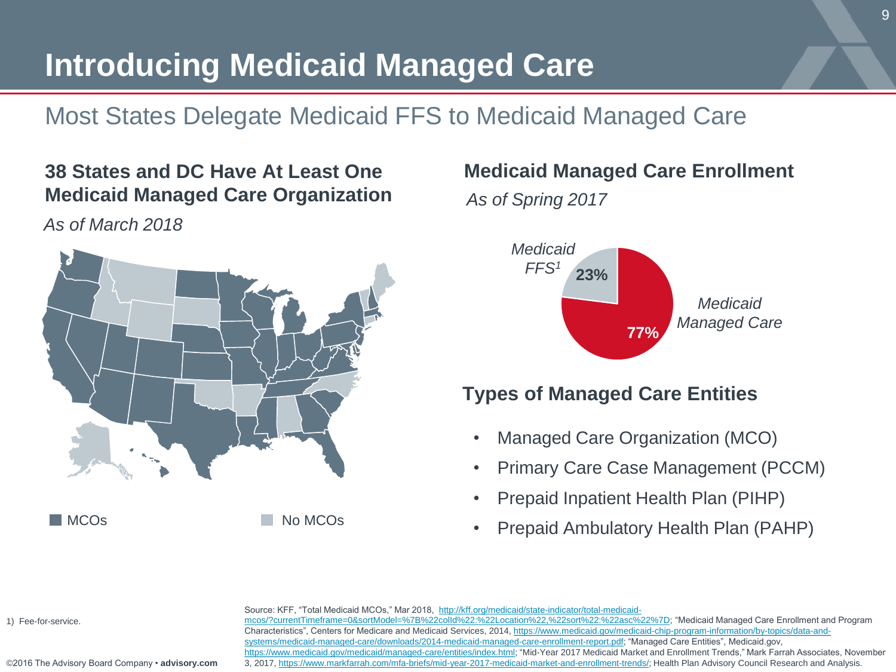# Introducing Medicaid Managed Care

## Most States Delegate Medicaid FFS to Medicaid Managed Care

### 38 States and DC Have At Least One Medicaid Managed Care Organization

*As of March 2018*

MCOs

No MCOs

### Medicaid Managed Care Enrollment

*As of Spring 2017*

*Medicaid FFS*[1]

23%

*Medicaid Managed Care*

77%

### Types of Managed Care Entities

- Managed Care Organization (MCO)
- Primary Care Case Management (PCCM)
- Prepaid Inpatient Health Plan (PIHP)
- Prepaid Ambulatory Health Plan (PAHP)

1) Fee-for-service.

Source: KFF, "Total Medicaid MCOs," Mar 2018, http://kff.org/medicaid/state-indicator/total-medicaid-mcos/?currentTimeframe=0&sortModel=%7B%22colId%22:%22Location%22,%22sort%22:%22asc%22%7D; "Medicaid Managed Care Enrollment and Program Characteristics", Centers for Medicare and Medicaid Services, 2014, https://www.medicaid.gov/medicaid-chip-program-information/by-topics/data-and-systems/medicaid-managed-care/downloads/2014-medicaid-managed-care-enrollment-report.pdf; "Managed Care Entities", Medicaid.gov, https://www.medicaid.gov/medicaid/managed-care/entities/index.html; "Mid-Year 2017 Medicaid Market and Enrollment Trends," Mark Farrah Associates, November 3, 2017, https://www.markfarrah.com/mfa-briefs/mid-year-2017-medicaid-market-and-enrollment-trends/; Health Plan Advisory Council Research and Analysis.

©2016 The Advisory Board Company • **advisory.com**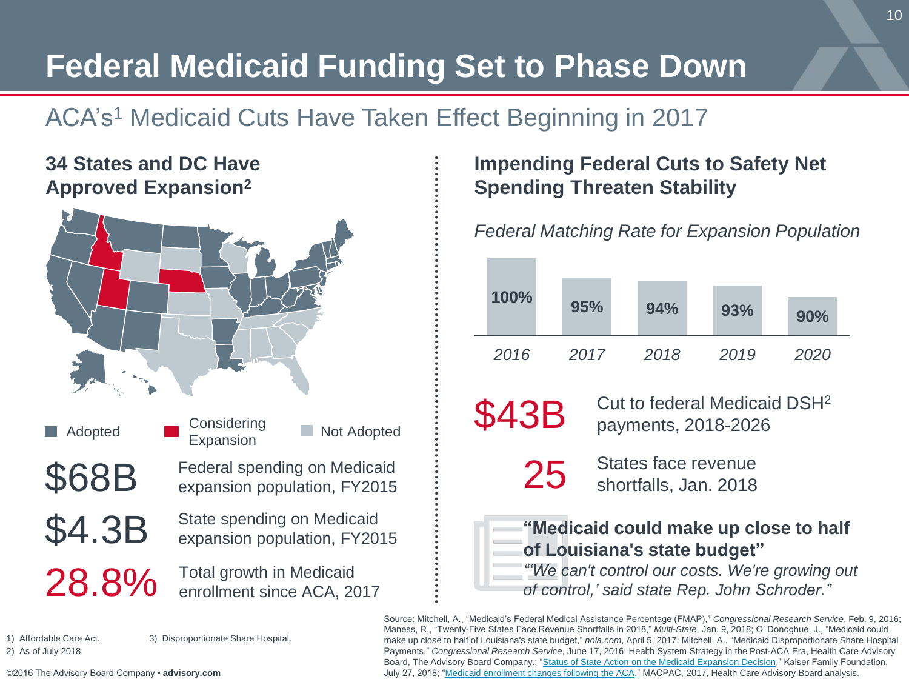# Federal Medicaid Funding Set to Phase Down

## ACA's[1] Medicaid Cuts Have Taken Effect Beginning in 2017

### 34 States and DC Have Approved Expansion[2]

Adopted
Considering Expansion
Not Adopted

**$68B** Federal spending on Medicaid expansion population, FY2015

**$4.3B** State spending on Medicaid expansion population, FY2015

**28.8%** Total growth in Medicaid enrollment since ACA, 2017

### Impending Federal Cuts to Safety Net Spending Threaten Stability

*Federal Matching Rate for Expansion Population*

100%
95%
94%
93%
90%

2016
2017
2018
2019
2020

**$43B** Cut to federal Medicaid DSH[2] payments, 2018-2026

**25** States face revenue shortfalls, Jan. 2018

**"Medicaid could make up close to half of Louisiana's state budget"**

*"'We can't control our costs. We're growing out of control,' said state Rep. John Schroder."*

1) Affordable Care Act.
2) As of July 2018.
3) Disproportionate Share Hospital.

Source: Mitchell, A., "Medicaid's Federal Medical Assistance Percentage (FMAP)," *Congressional Research Service*, Feb. 9, 2016; Maness, R., "Twenty-Five States Face Revenue Shortfalls in 2018," *Multi-State*, Jan. 9, 2018; O' Donoghue, J., "Medicaid could make up close to half of Louisiana's state budget," *nola.com*, April 5, 2017; Mitchell, A., "Medicaid Disproportionate Share Hospital Payments," *Congressional Research Service*, June 17, 2016; Health System Strategy in the Post-ACA Era, Health Care Advisory Board, The Advisory Board Company.; "Status of State Action on the Medicaid Expansion Decision," Kaiser Family Foundation, July 27, 2018; "Medicaid enrollment changes following the ACA," MACPAC, 2017, Health Care Advisory Board analysis.

©2016 The Advisory Board Company • **advisory.com**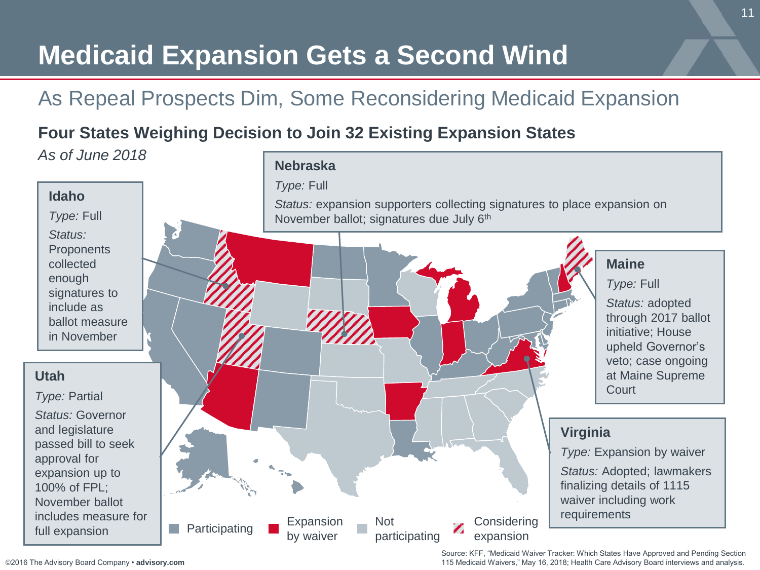# Medicaid Expansion Gets a Second Wind

## As Repeal Prospects Dim, Some Reconsidering Medicaid Expansion

**Four States Weighing Decision to Join 32 Existing Expansion States**

*As of June 2018*

**Nebraska**

*Type:* Full

*Status:* expansion supporters collecting signatures to place expansion on November ballot; signatures due July 6th

**Idaho**

*Type:* Full

*Status:* Proponents collected enough signatures to include as ballot measure in November

**Utah**

*Type:* Partial

*Status:* Governor and legislature passed bill to seek approval for expansion up to 100% of FPL; November ballot includes measure for full expansion

**Maine**

*Type:* Full

*Status:* adopted through 2017 ballot initiative; House upheld Governor's veto; case ongoing at Maine Supreme Court

**Virginia**

*Type:* Expansion by waiver

*Status:* Adopted; lawmakers finalizing details of 1115 waiver including work requirements

Participating

Expansion by waiver

Not participating

Considering expansion

Source: KFF, "Medicaid Waiver Tracker: Which States Have Approved and Pending Section 115 Medicaid Waivers," May 16, 2018; Health Care Advisory Board interviews and analysis.

©2016 The Advisory Board Company • **advisory.com**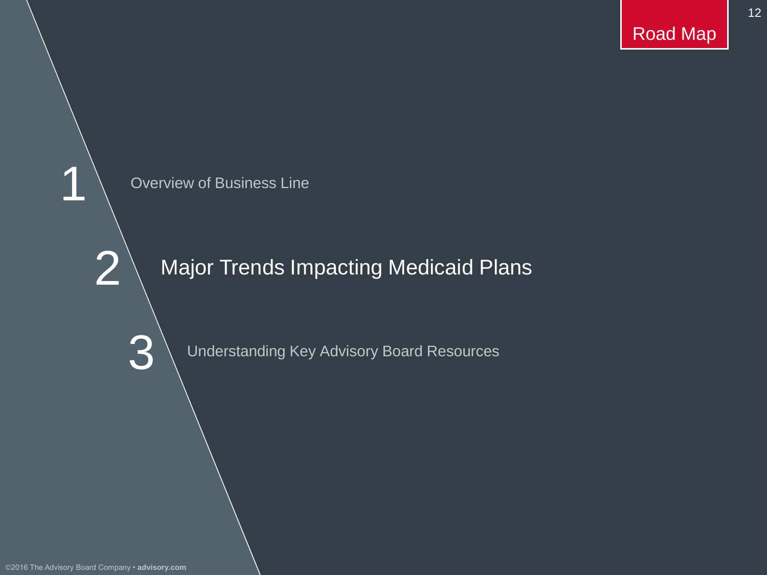## Road Map

1 Overview of Business Line

2 Major Trends Impacting Medicaid Plans

3 Understanding Key Advisory Board Resources

©2016 The Advisory Board Company • **advisory.com**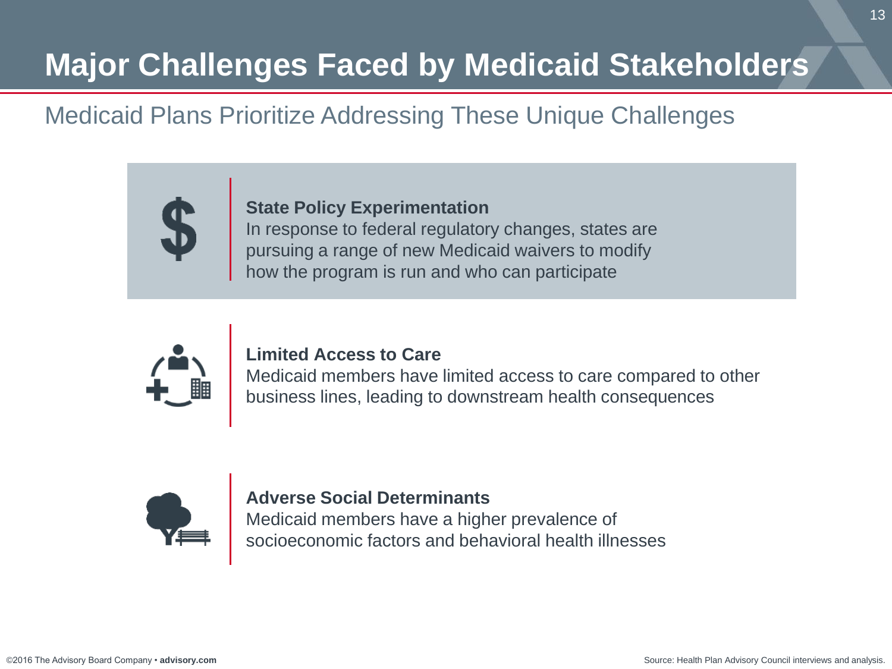# Major Challenges Faced by Medicaid Stakeholders

## Medicaid Plans Prioritize Addressing These Unique Challenges

**State Policy Experimentation**
In response to federal regulatory changes, states are pursuing a range of new Medicaid waivers to modify how the program is run and who can participate

**Limited Access to Care**
Medicaid members have limited access to care compared to other business lines, leading to downstream health consequences

**Adverse Social Determinants**
Medicaid members have a higher prevalence of socioeconomic factors and behavioral health illnesses

Source: Health Plan Advisory Council interviews and analysis.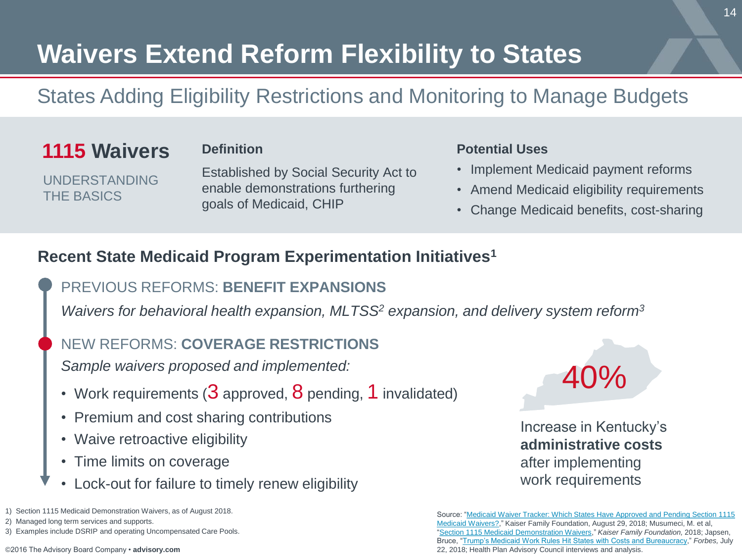# Waivers Extend Reform Flexibility to States

## States Adding Eligibility Restrictions and Monitoring to Manage Budgets

### 1115 Waivers

UNDERSTANDING THE BASICS

**Definition**

Established by Social Security Act to enable demonstrations furthering goals of Medicaid, CHIP

**Potential Uses**

- Implement Medicaid payment reforms
- Amend Medicaid eligibility requirements
- Change Medicaid benefits, cost-sharing

### Recent State Medicaid Program Experimentation Initiatives[1]

PREVIOUS REFORMS: **BENEFIT EXPANSIONS**

*Waivers for behavioral health expansion, MLTSS[2] expansion, and delivery system reform[3]*

NEW REFORMS: **COVERAGE RESTRICTIONS**

*Sample waivers proposed and implemented:*

- Work requirements (3 approved, 8 pending, 1 invalidated)
- Premium and cost sharing contributions
- Waive retroactive eligibility
- Time limits on coverage
- Lock-out for failure to timely renew eligibility

40%

Increase in Kentucky's **administrative costs** after implementing work requirements

1) Section 1115 Medicaid Demonstration Waivers, as of August 2018.
2) Managed long term services and supports.
3) Examples include DSRIP and operating Uncompensated Care Pools.

Source: "Medicaid Waiver Tracker: Which States Have Approved and Pending Section 1115 Medicaid Waivers?," Kaiser Family Foundation, August 29, 2018; Musumeci, M. et al, "Section 1115 Medicaid Demonstration Waivers," *Kaiser Family Foundation,* 2018; Japsen, Bruce, "Trump's Medicaid Work Rules Hit States with Costs and Bureaucracy," *Forbes,* July 22, 2018; Health Plan Advisory Council interviews and analysis.

©2016 The Advisory Board Company • **advisory.com**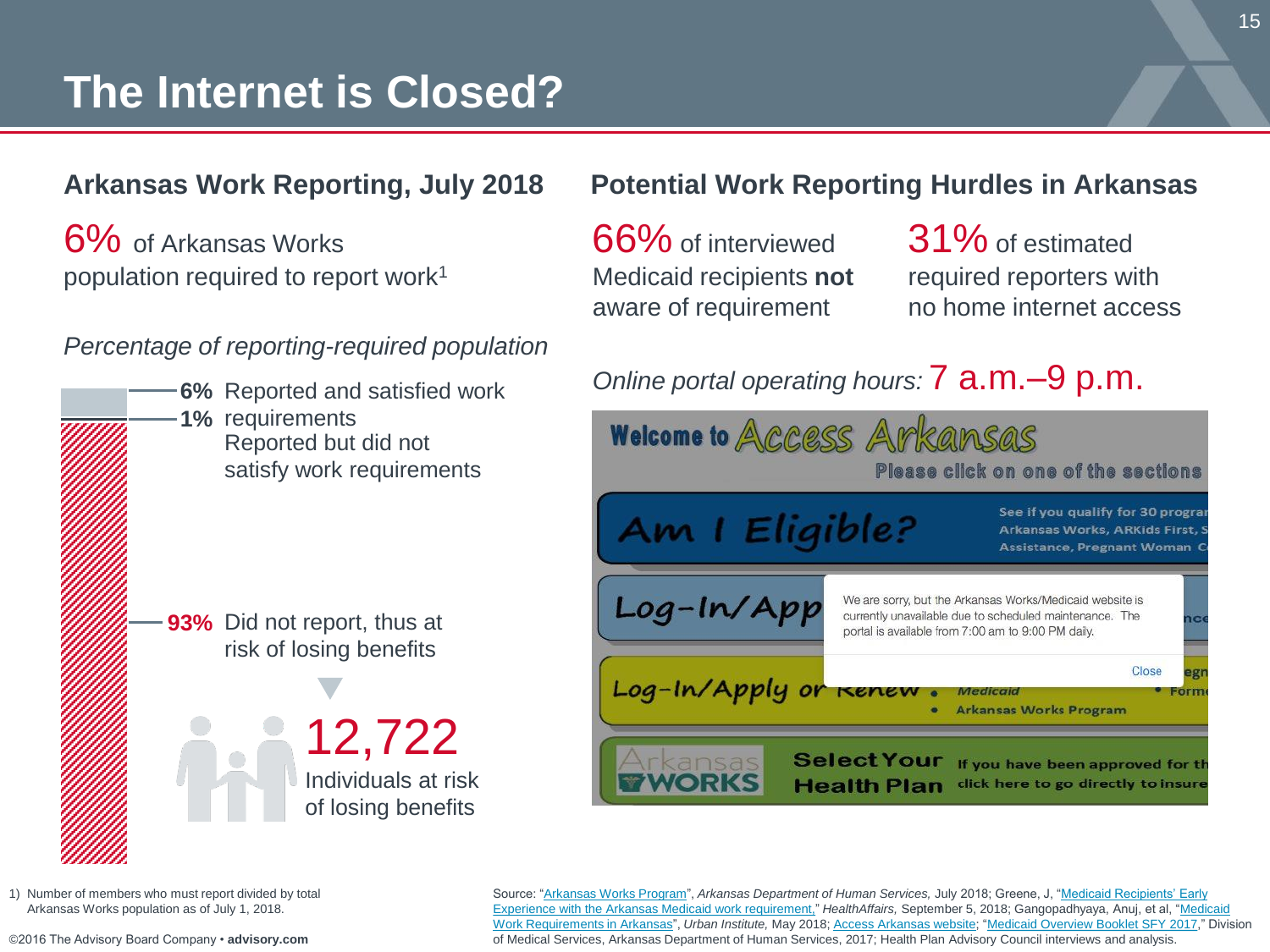# The Internet is Closed?

## Arkansas Work Reporting, July 2018

6% of Arkansas Works population required to report work[1]

*Percentage of reporting-required population*

**6%** Reported and satisfied work requirements

**1%** Reported but did not satisfy work requirements

**93%** Did not report, thus at risk of losing benefits

12,722 Individuals at risk of losing benefits

## Potential Work Reporting Hurdles in Arkansas

66% of interviewed Medicaid recipients **not** aware of requirement

31% of estimated required reporters with no home internet access

*Online portal operating hours:* 7 a.m.–9 p.m.

Welcome to Access Arkansas

Please click on one of the sections

Am I Eligible?

See if you qualify for 30 progra... Arkansas Works, ARKids First, S... Assistance, Pregnant Woman C...

Log-In/App...

We are sorry, but the Arkansas Works/Medicaid website is currently unavailable due to scheduled maintenance. The portal is available from 7:00 am to 9:00 PM daily.

Close

Log-In/Apply or Renew

- Medicaid
- Arkansas Works Program

Arkansas WORKS

Select Your Health Plan

If you have been approved for th... click here to go directly to insure...

1) Number of members who must report divided by total Arkansas Works population as of July 1, 2018.

Source: "Arkansas Works Program", *Arkansas Department of Human Services,* July 2018; Greene, J, "Medicaid Recipients' Early Experience with the Arkansas Medicaid work requirement," *HealthAffairs,* September 5, 2018; Gangopadhyaya, Anuj, et al, "Medicaid Work Requirements in Arkansas", *Urban Institute,* May 2018; Access Arkansas website; "Medicaid Overview Booklet SFY 2017," Division of Medical Services, Arkansas Department of Human Services, 2017; Health Plan Advisory Council interviews and analysis.

©2016 The Advisory Board Company • **advisory.com**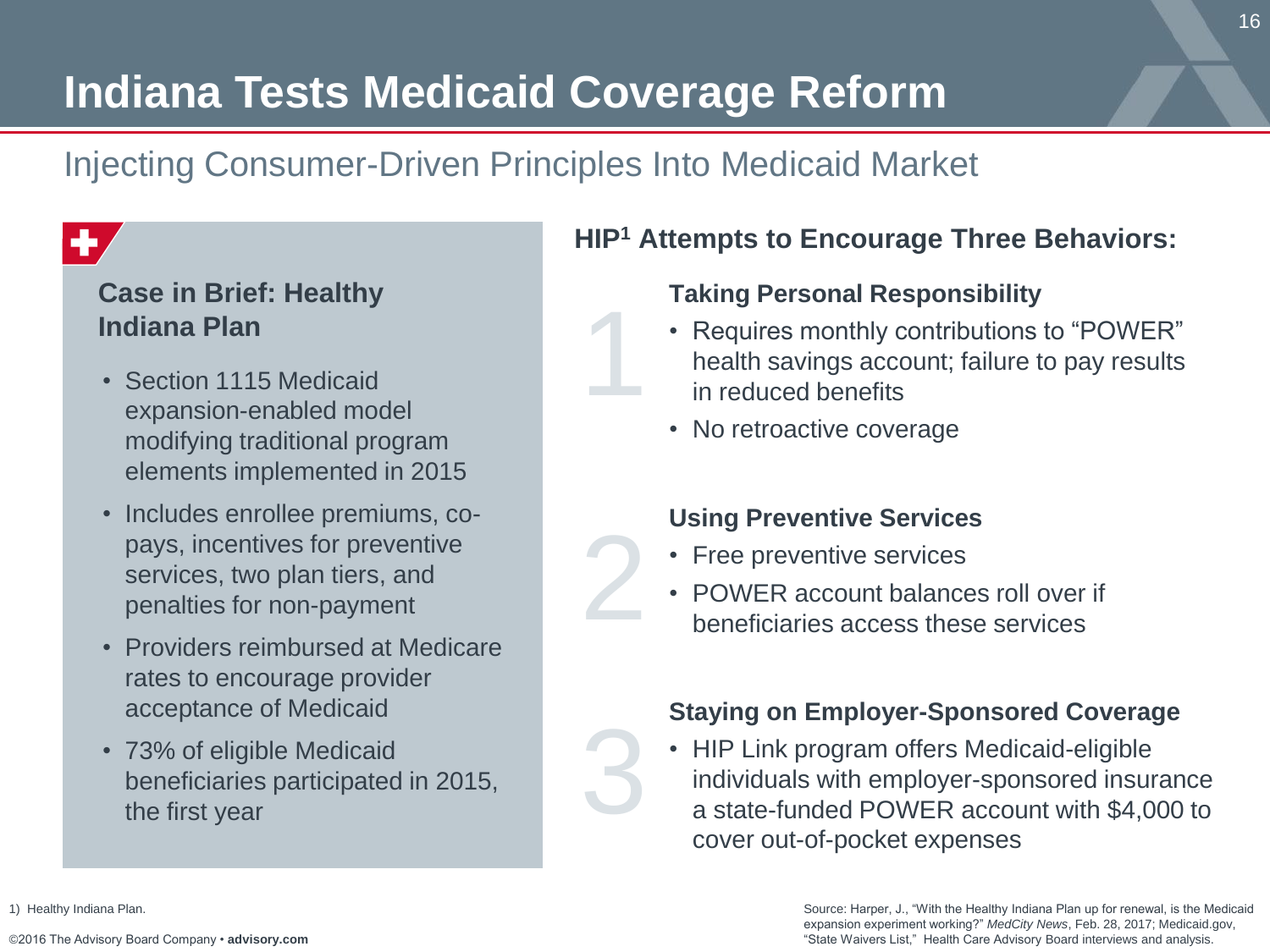# Indana Tests Medicaid Coverage Reform

## Injecting Consumer-Driven Principles Into Medicaid Market

### Case in Brief: Healthy Indiana Plan

- Section 1115 Medicaid expansion-enabled model modifying traditional program elements implemented in 2015
- Includes enrollee premiums, co-pays, incentives for preventive services, two plan tiers, and penalties for non-payment
- Providers reimbursed at Medicare rates to encourage provider acceptance of Medicaid
- 73% of eligible Medicaid beneficiaries participated in 2015, the first year

### HIP[1] Attempts to Encourage Three Behaviors:

**1 Taking Personal Responsibility**

- Requires monthly contributions to "POWER" health savings account; failure to pay results in reduced benefits
- No retroactive coverage

**2 Using Preventive Services**

- Free preventive services
- POWER account balances roll over if beneficiaries access these services

**3 Staying on Employer-Sponsored Coverage**

- HIP Link program offers Medicaid-eligible individuals with employer-sponsored insurance a state-funded POWER account with $4,000 to cover out-of-pocket expenses

1) Healthy Indiana Plan.

Source: Harper, J., "With the Healthy Indiana Plan up for renewal, is the Medicaid expansion experiment working?" *MedCity News*, Feb. 28, 2017; Medicaid.gov, "State Waivers List," Health Care Advisory Board interviews and analysis.

©2016 The Advisory Board Company • **advisory.com**

# Indiana Tests Medicaid Coverage Reform

## Injecting Consumer-Driven Principles Into Medicaid Market

### Case in Brief: Healthy Indiana Plan

- Section 1115 Medicaid expansion-enabled model modifying traditional program elements implemented in 2015
- Includes enrollee premiums, co-pays, incentives for preventive services, two plan tiers, and penalties for non-payment
- Providers reimbursed at Medicare rates to encourage provider acceptance of Medicaid
- 73% of eligible Medicaid beneficiaries participated in 2015, the first year

### HIP[1] Attempts to Encourage Three Behaviors:

**1 Taking Personal Responsibility**

- Requires monthly contributions to "POWER" health savings account; failure to pay results in reduced benefits
- No retroactive coverage

**2 Using Preventive Services**

- Free preventive services
- POWER account balances roll over if beneficiaries access these services

**3 Staying on Employer-Sponsored Coverage**

- HIP Link program offers Medicaid-eligible individuals with employer-sponsored insurance a state-funded POWER account with $4,000 to cover out-of-pocket expenses

1) Healthy Indiana Plan.

Source: Harper, J., "With the Healthy Indiana Plan up for renewal, is the Medicaid expansion experiment working?" *MedCity News*, Feb. 28, 2017; Medicaid.gov, "State Waivers List," Health Care Advisory Board interviews and analysis.

©2016 The Advisory Board Company • **advisory.com**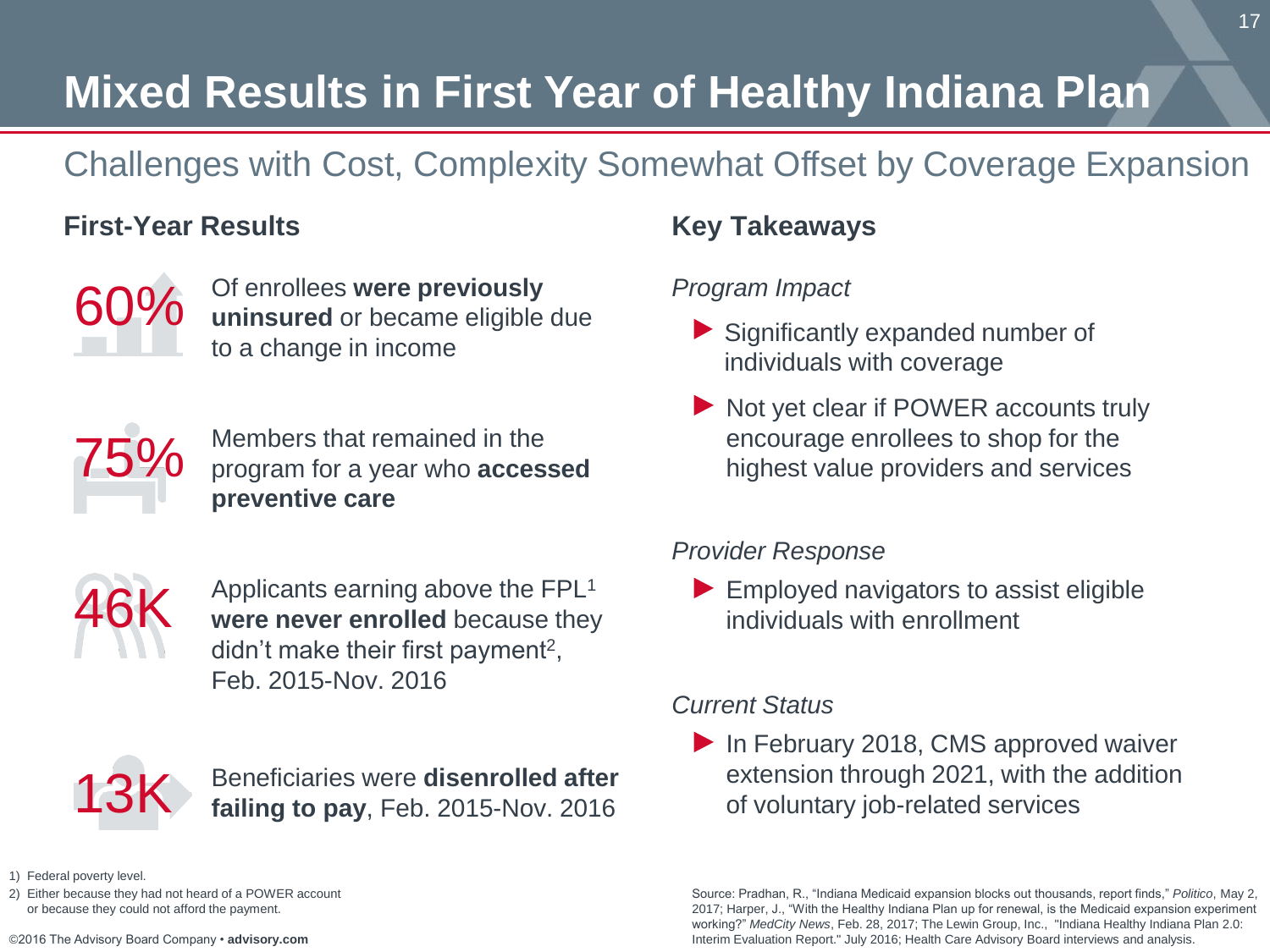# Mixed Results in First Year of Healthy Indiana Plan

## Challenges with Cost, Complexity Somewhat Offset by Coverage Expansion

### First-Year Results

**60%** Of enrollees **were previously uninsured** or became eligible due to a change in income

**75%** Members that remained in the program for a year who **accessed preventive care**

**46K** Applicants earning above the FPL[1] **were never enrolled** because they didn't make their first payment[2], Feb. 2015-Nov. 2016

**13K** Beneficiaries were **disenrolled after failing to pay**, Feb. 2015-Nov. 2016

### Key Takeaways

*Program Impact*

- Significantly expanded number of individuals with coverage
- Not yet clear if POWER accounts truly encourage enrollees to shop for the highest value providers and services

*Provider Response*

- Employed navigators to assist eligible individuals with enrollment

*Current Status*

- In February 2018, CMS approved waiver extension through 2021, with the addition of voluntary job-related services

1) Federal poverty level.
2) Either because they had not heard of a POWER account or because they could not afford the payment.

Source: Pradhan, R., "Indiana Medicaid expansion blocks out thousands, report finds," *Politico*, May 2, 2017; Harper, J., "With the Healthy Indiana Plan up for renewal, is the Medicaid expansion experiment working?" *MedCity News*, Feb. 28, 2017; The Lewin Group, Inc., "Indiana Healthy Indiana Plan 2.0: Interim Evaluation Report." July 2016; Health Care Advisory Board interviews and analysis.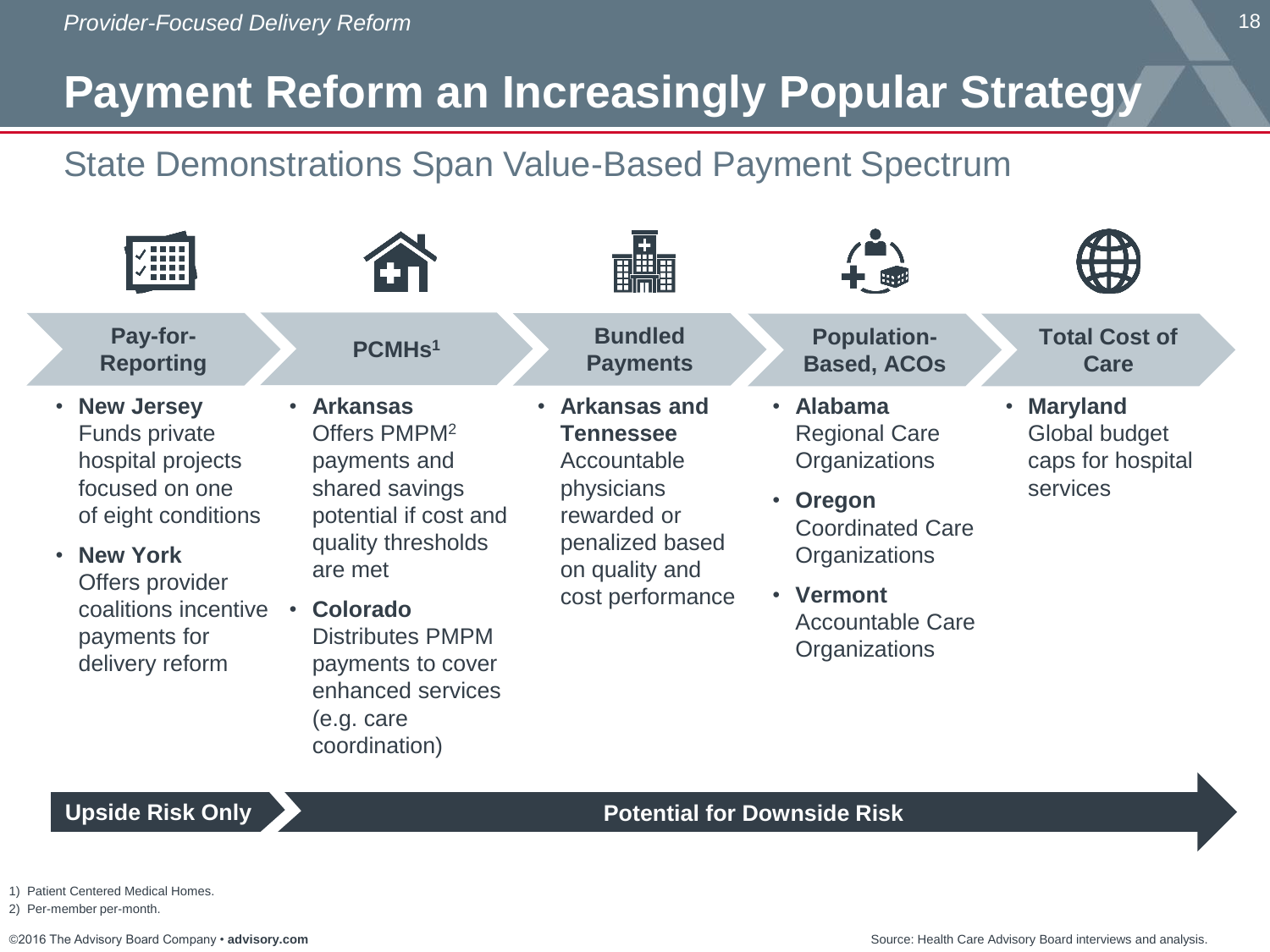*Provider-Focused Delivery Reform*

# Payment Reform an Increasingly Popular Strategy

## State Demonstrations Span Value-Based Payment Spectrum

| Pay-for-Reporting | PCMHs[1] | Bundled Payments | Population-Based, ACOs | Total Cost of Care |
|---|---|---|---|---|
| • **New Jersey** Funds private hospital projects focused on one of eight conditions<br>• **New York** Offers provider coalitions incentive payments for delivery reform | • **Arkansas** Offers PMPM[2] payments and shared savings potential if cost and quality thresholds are met<br>• **Colorado** Distributes PMPM payments to cover enhanced services (e.g. care coordination) | • **Arkansas and Tennessee** Accountable physicians rewarded or penalized based on quality and cost performance | • **Alabama** Regional Care Organizations<br>• **Oregon** Coordinated Care Organizations<br>• **Vermont** Accountable Care Organizations | • **Maryland** Global budget caps for hospital services |

**Upside Risk Only** → **Potential for Downside Risk**

1) Patient Centered Medical Homes.
2) Per-member per-month.

©2016 The Advisory Board Company • **advisory.com**

Source: Health Care Advisory Board interviews and analysis.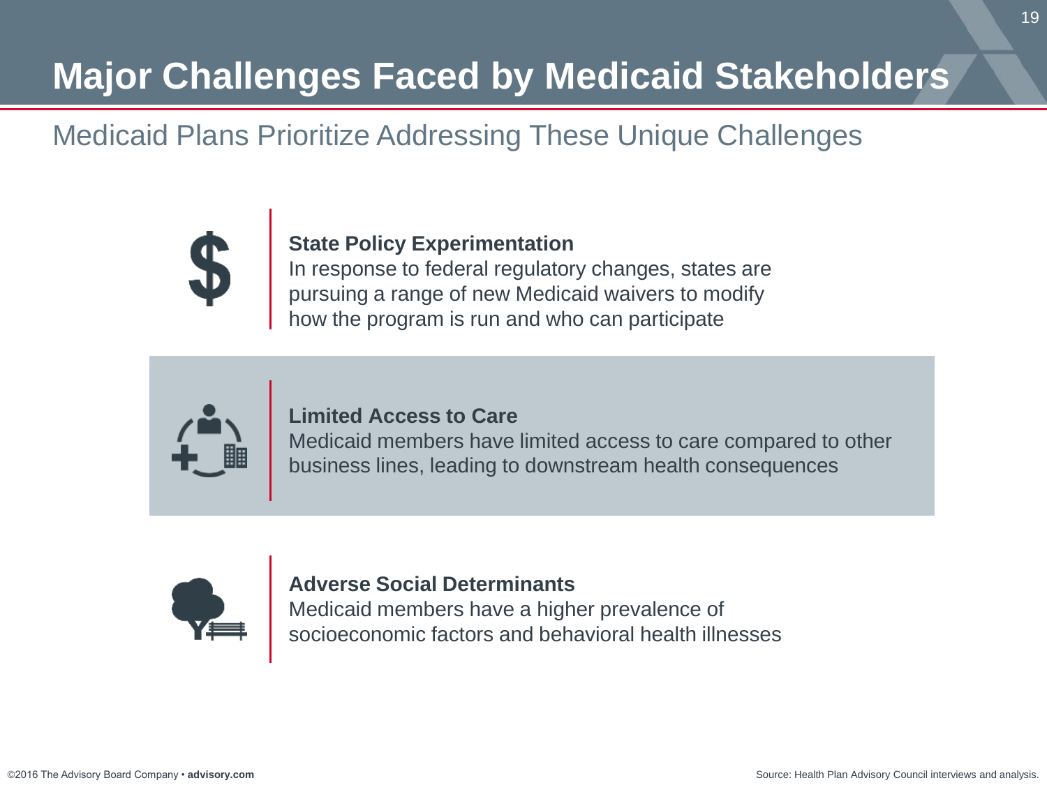# Major Challenges Faced by Medicaid Stakeholders

## Medicaid Plans Prioritize Addressing These Unique Challenges

**State Policy Experimentation**
In response to federal regulatory changes, states are pursuing a range of new Medicaid waivers to modify how the program is run and who can participate

**Limited Access to Care**
Medicaid members have limited access to care compared to other business lines, leading to downstream health consequences

**Adverse Social Determinants**
Medicaid members have a higher prevalence of socioeconomic factors and behavioral health illnesses

Source: Health Plan Advisory Council interviews and analysis.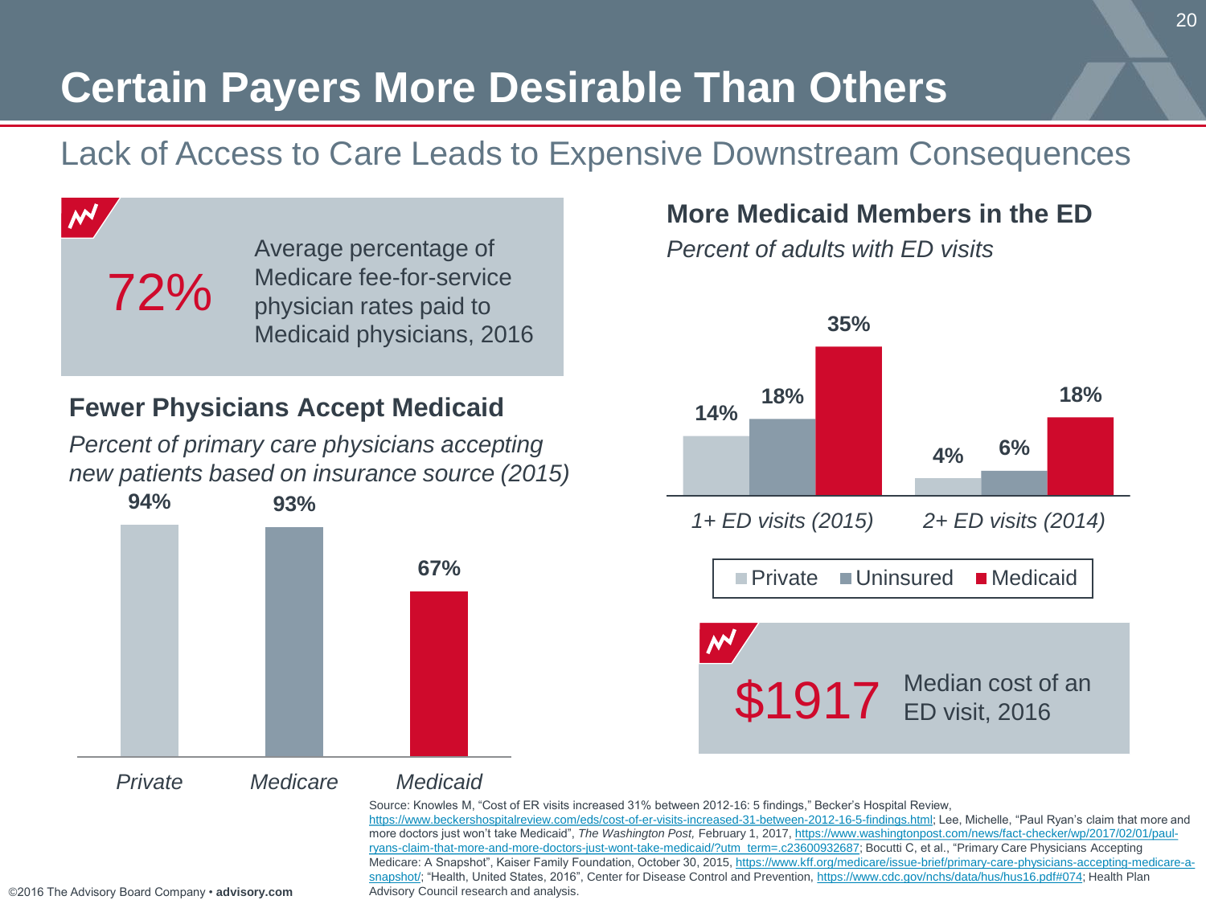# Certain Payers More Desirable Than Others

## Lack of Access to Care Leads to Expensive Downstream Consequences

72% Average percentage of Medicare fee-for-service physician rates paid to Medicaid physicians, 2016

### Fewer Physicians Accept Medicaid

*Percent of primary care physicians accepting new patients based on insurance source (2015)*

94%
93%
67%

*Private*
*Medicare*
*Medicaid*

### More Medicaid Members in the ED

*Percent of adults with ED visits*

14%
18%
35%
4%
6%
18%

*1+ ED visits (2015)*
*2+ ED visits (2014)*

Private
Uninsured
Medicaid

$1917 Median cost of an ED visit, 2016

Source: Knowles M, "Cost of ER visits increased 31% between 2012-16: 5 findings," Becker's Hospital Review, https://www.beckershospitalreview.com/eds/cost-of-er-visits-increased-31-between-2012-16-5-findings.html; Lee, Michelle, "Paul Ryan's claim that more and more doctors just won't take Medicaid", *The Washington Post,* February 1, 2017, https://www.washingtonpost.com/news/fact-checker/wp/2017/02/01/paul-ryans-claim-that-more-and-more-doctors-just-wont-take-medicaid/?utm_term=.c23600932687; Bocutti C, et al., "Primary Care Physicians Accepting Medicare: A Snapshot", Kaiser Family Foundation, October 30, 2015, https://www.kff.org/medicare/issue-brief/primary-care-physicians-accepting-medicare-a-snapshot/; "Health, United States, 2016", Center for Disease Control and Prevention, https://www.cdc.gov/nchs/data/hus/hus16.pdf#074; Health Plan Advisory Council research and analysis.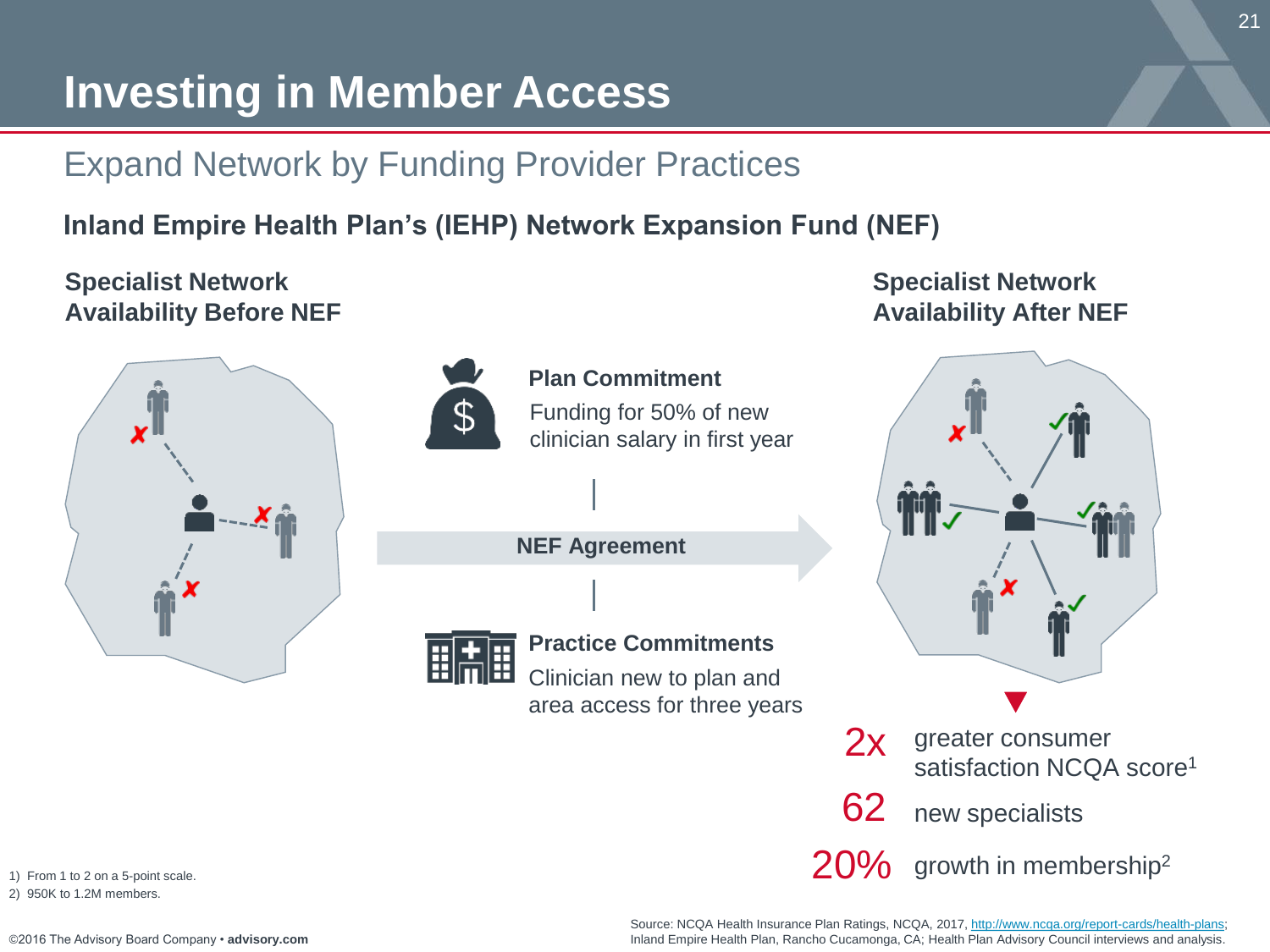# Investing in Member Access

## Expand Network by Funding Provider Practices

**Inland Empire Health Plan's (IEHP) Network Expansion Fund (NEF)**

**Specialist Network Availability Before NEF**

**Plan Commitment**

Funding for 50% of new clinician salary in first year

**NEF Agreement**

**Practice Commitments**

Clinician new to plan and area access for three years

**Specialist Network Availability After NEF**

- **2x** greater consumer satisfaction NCQA score[1]
- **62** new specialists
- **20%** growth in membership[2]

1) From 1 to 2 on a 5-point scale.
2) 950K to 1.2M members.

Source: NCQA Health Insurance Plan Ratings, NCQA, 2017, http://www.ncqa.org/report-cards/health-plans; Inland Empire Health Plan, Rancho Cucamonga, CA; Health Plan Advisory Council interviews and analysis.

©2016 The Advisory Board Company • **advisory.com**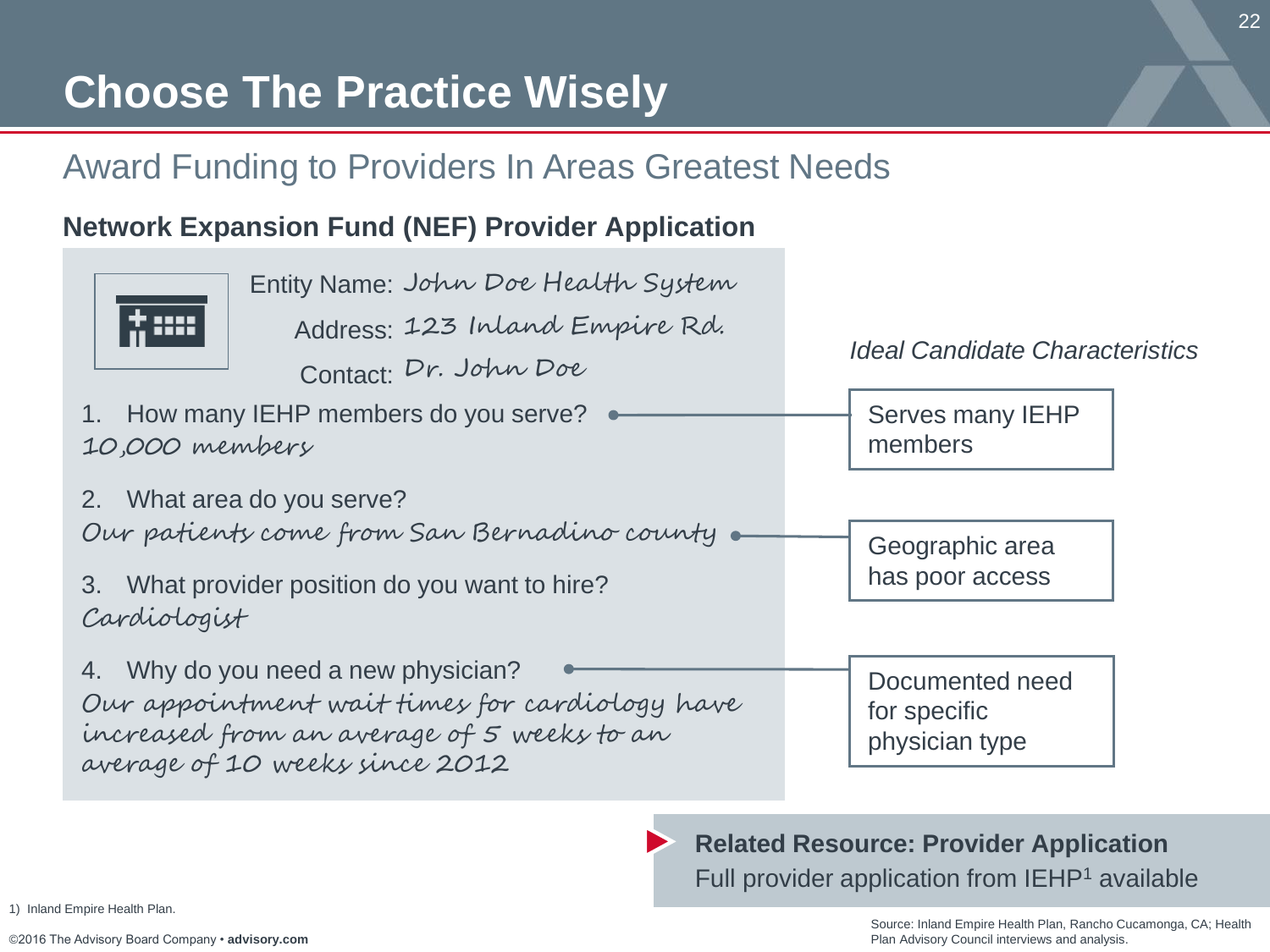# Choose The Practice Wisely

## Award Funding to Providers In Areas Greatest Needs

### Network Expansion Fund (NEF) Provider Application

Entity Name: John Doe Health System

Address: 123 Inland Empire Rd.

Contact: Dr. John Doe

1. How many IEHP members do you serve?
   10,000 members

2. What area do you serve?
   Our patients come from San Bernadino county

3. What provider position do you want to hire?
   Cardiologist

4. Why do you need a new physician?
   Our appointment wait times for cardiology have increased from an average of 5 weeks to an average of 10 weeks since 2012

*Ideal Candidate Characteristics*

- Serves many IEHP members
- Geographic area has poor access
- Documented need for specific physician type

**Related Resource: Provider Application**
Full provider application from IEHP[1] available

1) Inland Empire Health Plan.

Source: Inland Empire Health Plan, Rancho Cucamonga, CA; Health Plan Advisory Council interviews and analysis.

©2016 The Advisory Board Company • **advisory.com**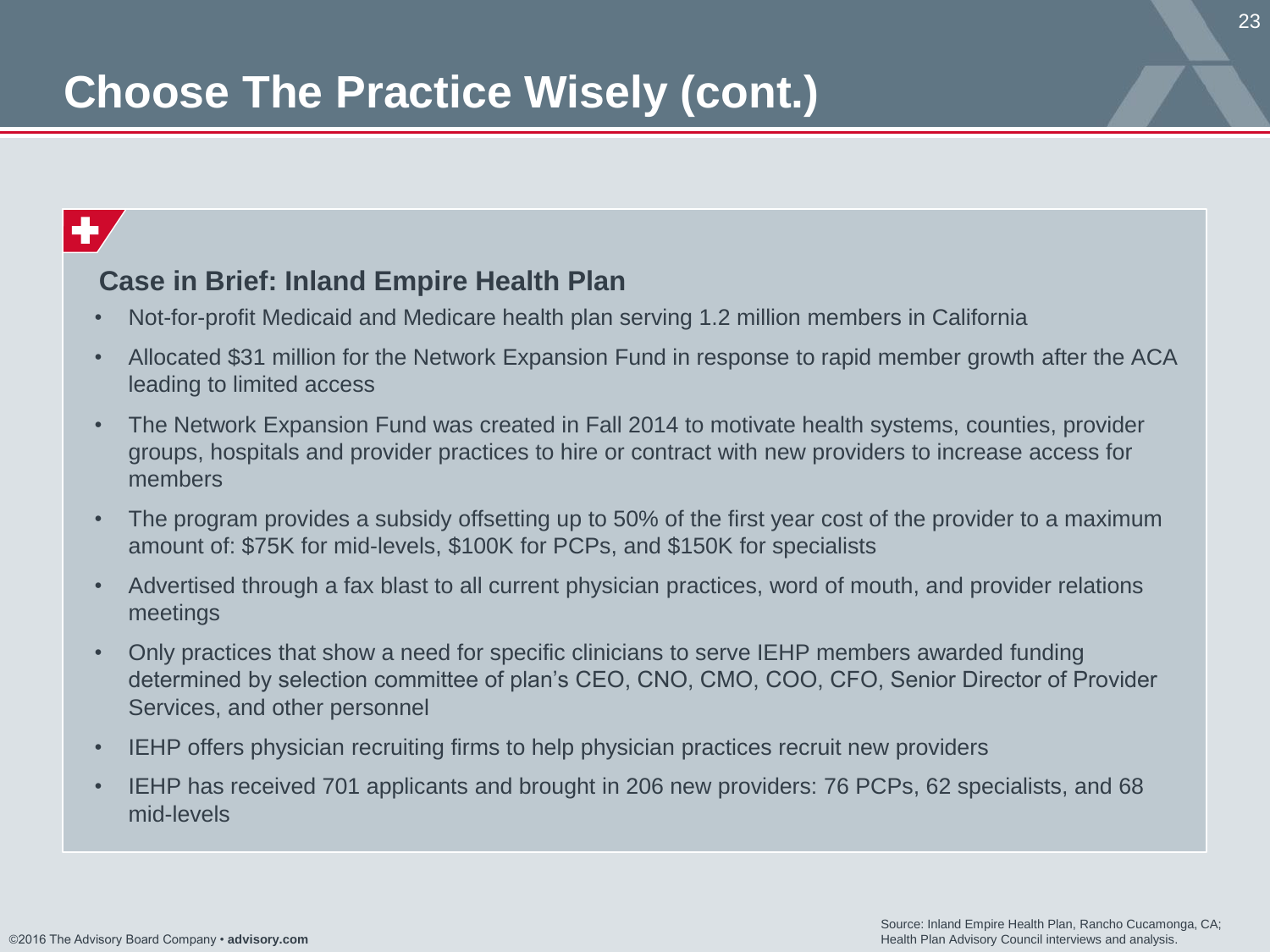# Choose The Practice Wisely (cont.)

### Case in Brief: Inland Empire Health Plan

- Not-for-profit Medicaid and Medicare health plan serving 1.2 million members in California
- Allocated $31 million for the Network Expansion Fund in response to rapid member growth after the ACA leading to limited access
- The Network Expansion Fund was created in Fall 2014 to motivate health systems, counties, provider groups, hospitals and provider practices to hire or contract with new providers to increase access for members
- The program provides a subsidy offsetting up to 50% of the first year cost of the provider to a maximum amount of: $75K for mid-levels, $100K for PCPs, and $150K for specialists
- Advertised through a fax blast to all current physician practices, word of mouth, and provider relations meetings
- Only practices that show a need for specific clinicians to serve IEHP members awarded funding determined by selection committee of plan's CEO, CNO, CMO, COO, CFO, Senior Director of Provider Services, and other personnel
- IEHP offers physician recruiting firms to help physician practices recruit new providers
- IEHP has received 701 applicants and brought in 206 new providers: 76 PCPs, 62 specialists, and 68 mid-levels

Source: Inland Empire Health Plan, Rancho Cucamonga, CA; Health Plan Advisory Council interviews and analysis.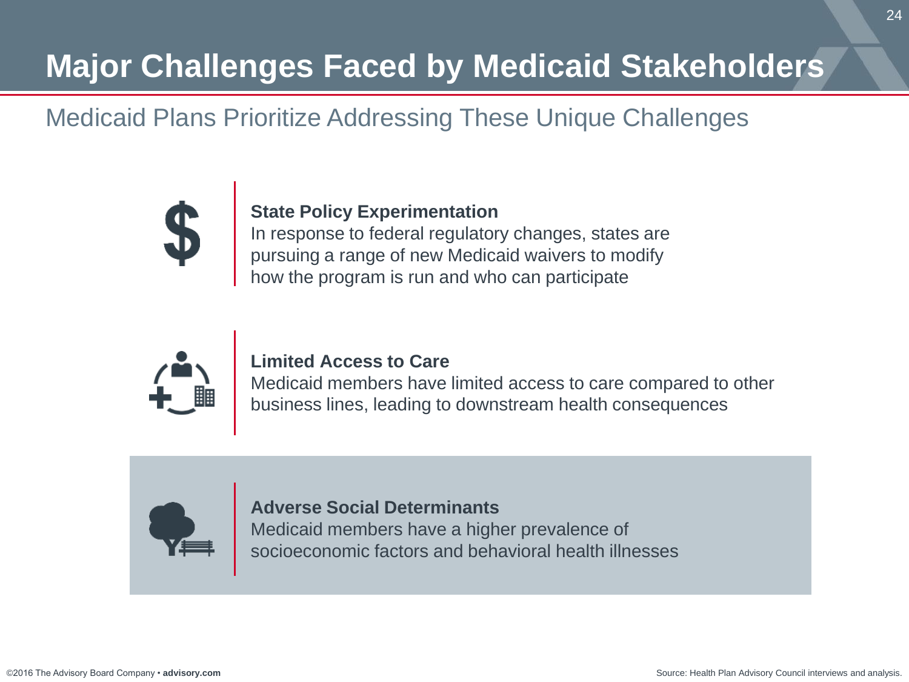# Major Challenges Faced by Medicaid Stakeholders

## Medicaid Plans Prioritize Addressing These Unique Challenges

**State Policy Experimentation**
In response to federal regulatory changes, states are pursuing a range of new Medicaid waivers to modify how the program is run and who can participate

**Limited Access to Care**
Medicaid members have limited access to care compared to other business lines, leading to downstream health consequences

**Adverse Social Determinants**
Medicaid members have a higher prevalence of socioeconomic factors and behavioral health illnesses

Source: Health Plan Advisory Council interviews and analysis.

©2016 The Advisory Board Company • **advisory.com**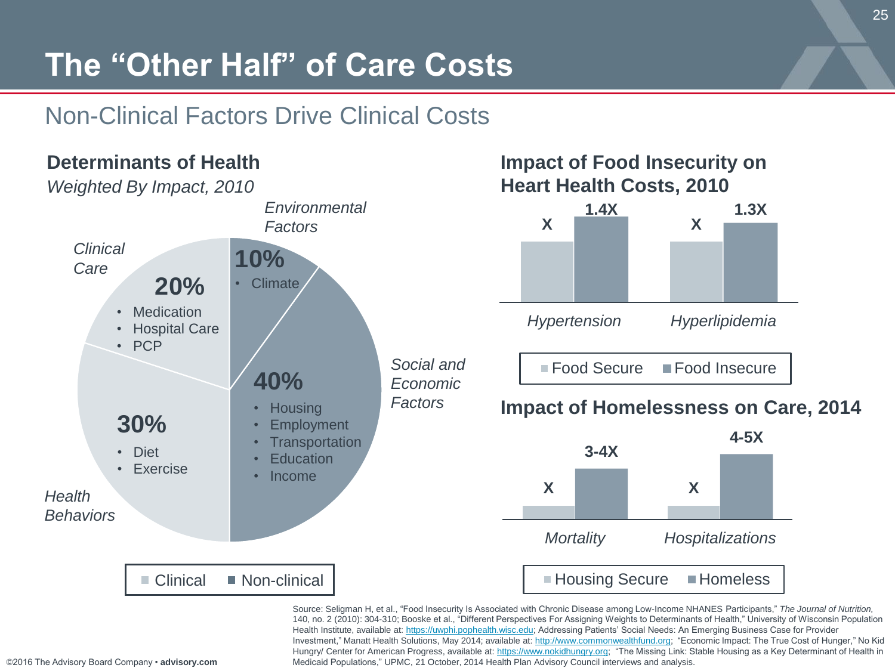# The "Other Half" of Care Costs

## Non-Clinical Factors Drive Clinical Costs

### Determinants of Health

*Weighted By Impact, 2010*

*Environmental Factors*

10%

- Climate

*Clinical Care*

20%

- Medication
- Hospital Care
- PCP

*Social and Economic Factors*

40%

- Housing
- Employment
- Transportation
- Education
- Income

*Health Behaviors*

30%

- Diet
- Exercise

Clinical | Non-clinical

### Impact of Food Insecurity on Heart Health Costs, 2010

X
1.4X
X
1.3X

*Hypertension*
*Hyperlipidemia*

Food Secure | Food Insecure

### Impact of Homelessness on Care, 2014

X
3-4X
X
4-5X

*Mortality*
*Hospitalizations*

Housing Secure | Homeless

Source: Seligman H, et al., "Food Insecurity Is Associated with Chronic Disease among Low-Income NHANES Participants," *The Journal of Nutrition,* 140, no. 2 (2010): 304-310; Booske et al., "Different Perspectives For Assigning Weights to Determinants of Health," University of Wisconsin Population Health Institute, available at: https://uwphi.pophealth.wisc.edu; Addressing Patients' Social Needs: An Emerging Business Case for Provider Investment," Manatt Health Solutions, May 2014; available at: http://www.commonwealthfund.org; "Economic Impact: The True Cost of Hunger," No Kid Hungry/ Center for American Progress, available at: https://www.nokidhungry.org; "The Missing Link: Stable Housing as a Key Determinant of Health in Medicaid Populations," UPMC, 21 October, 2014 Health Plan Advisory Council interviews and analysis.

©2016 The Advisory Board Company • **advisory.com**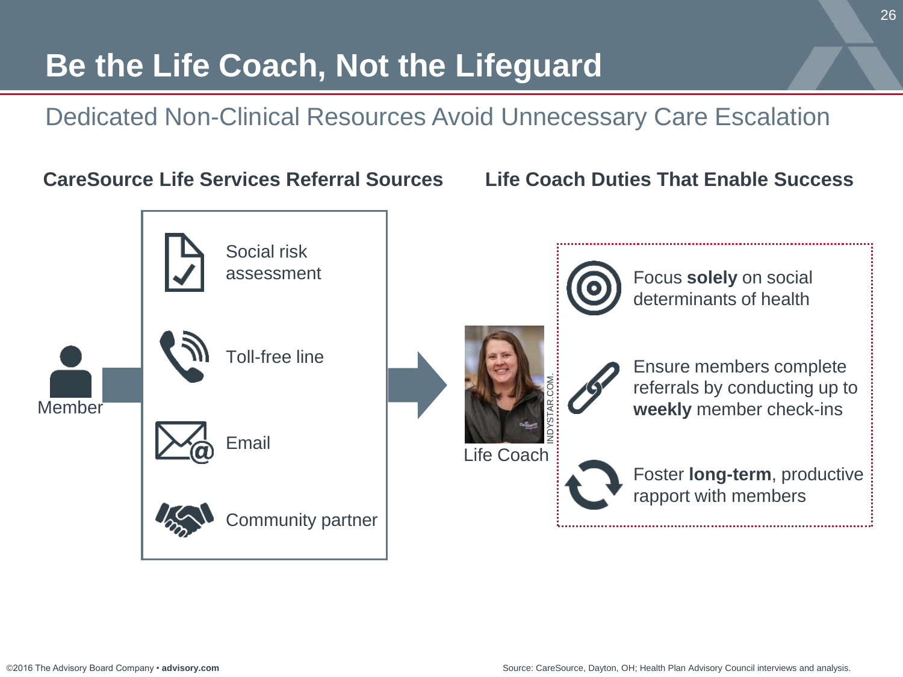# Be the Life Coach, Not the Lifeguard

## Dedicated Non-Clinical Resources Avoid Unnecessary Care Escalation

### CareSource Life Services Referral Sources

Member

- Social risk assessment
- Toll-free line
- Email
- Community partner

Life Coach

INDYSTAR.COM.

### Life Coach Duties That Enable Success

- Focus **solely** on social determinants of health
- Ensure members complete referrals by conducting up to **weekly** member check-ins
- Foster **long-term**, productive rapport with members

©2016 The Advisory Board Company • **advisory.com**

Source: CareSource, Dayton, OH; Health Plan Advisory Council interviews and analysis.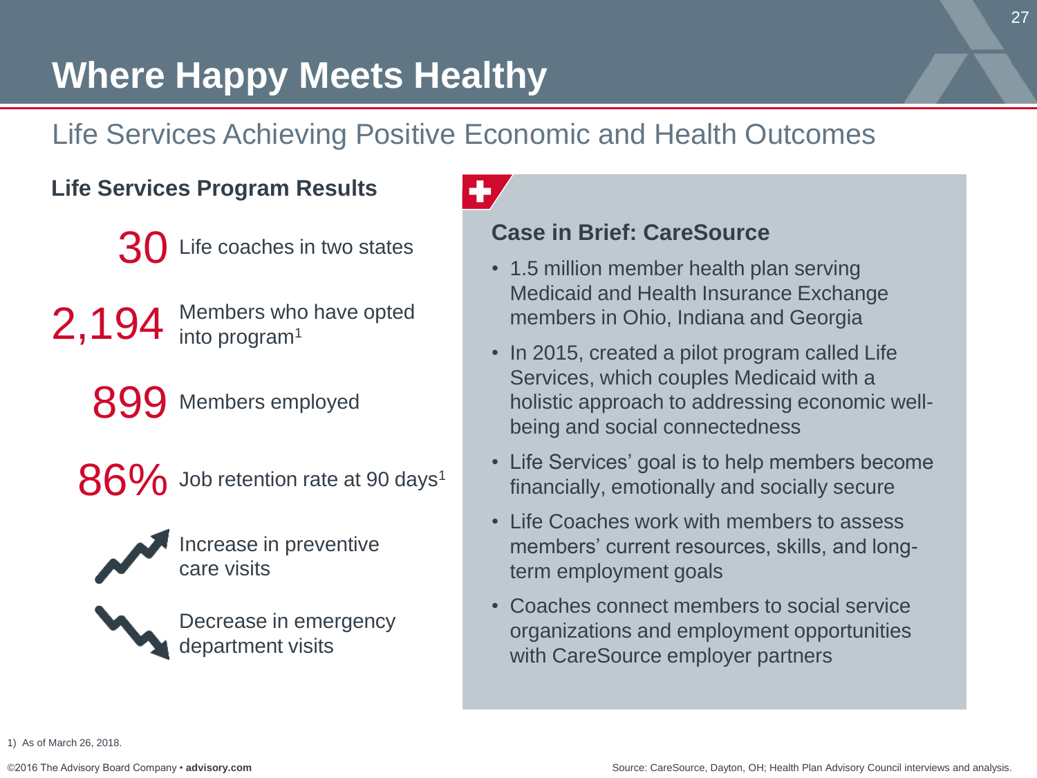# Where Happy Meets Healthy

## Life Services Achieving Positive Economic and Health Outcomes

### Life Services Program Results

**30** Life coaches in two states

**2,194** Members who have opted into program[1]

**899** Members employed

**86%** Job retention rate at 90 days[1]

Increase in preventive care visits

Decrease in emergency department visits

### Case in Brief: CareSource

- 1.5 million member health plan serving Medicaid and Health Insurance Exchange members in Ohio, Indiana and Georgia
- In 2015, created a pilot program called Life Services, which couples Medicaid with a holistic approach to addressing economic well-being and social connectedness
- Life Services' goal is to help members become financially, emotionally and socially secure
- Life Coaches work with members to assess members' current resources, skills, and long-term employment goals
- Coaches connect members to social service organizations and employment opportunities with CareSource employer partners

1) As of March 26, 2018.

Source: CareSource, Dayton, OH; Health Plan Advisory Council interviews and analysis.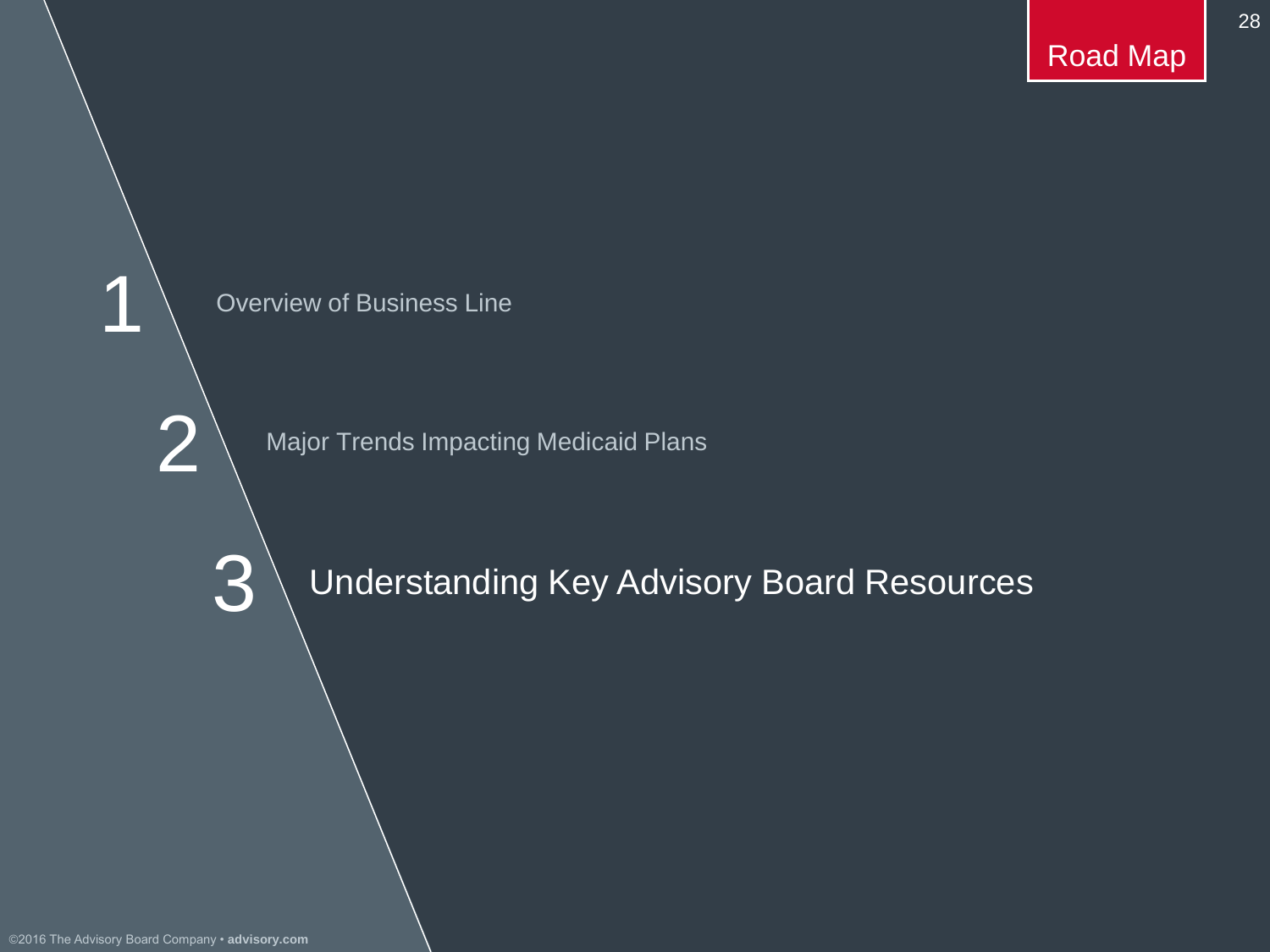Road Map

1 Overview of Business Line

2 Major Trends Impacting Medicaid Plans

3 Understanding Key Advisory Board Resources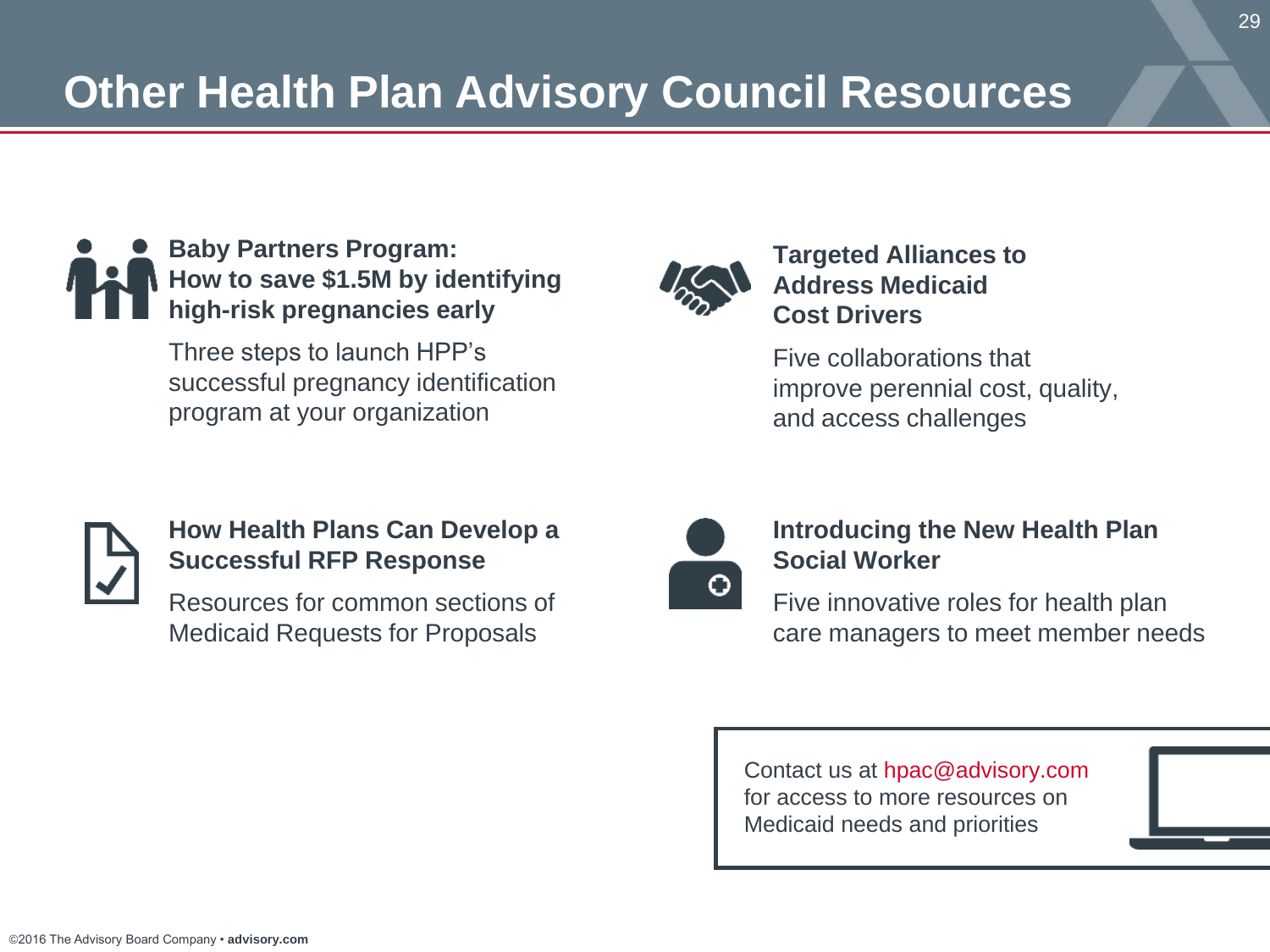# Other Health Plan Advisory Council Resources

**Baby Partners Program: How to save $1.5M by identifying high-risk pregnancies early**

Three steps to launch HPP's successful pregnancy identification program at your organization

**Targeted Alliances to Address Medicaid Cost Drivers**

Five collaborations that improve perennial cost, quality, and access challenges

**How Health Plans Can Develop a Successful RFP Response**

Resources for common sections of Medicaid Requests for Proposals

**Introducing the New Health Plan Social Worker**

Five innovative roles for health plan care managers to meet member needs

Contact us at hpac@advisory.com for access to more resources on Medicaid needs and priorities

©2016 The Advisory Board Company • **advisory.com**